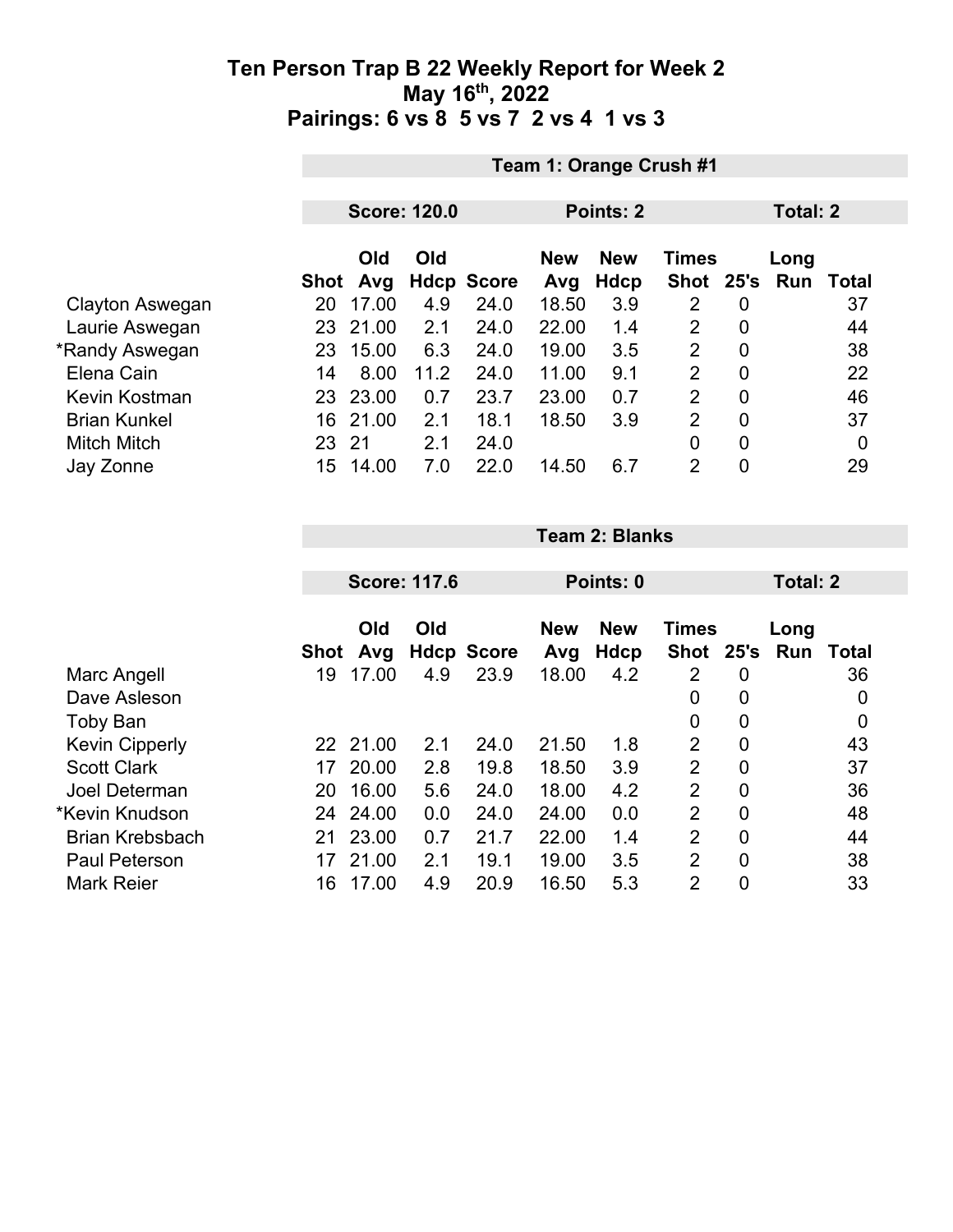# Ten Person Trap B 22 Weekly Report for Week 2
## May 16th, 2022
## Pairings: 6 vs 8 5 vs 7 2 vs 4 1 vs 3

**Team 1: Orange Crush #1**

**Score: 120.0** | **Points: 2** | **Total: 2**

| | Shot | Old Avg | Old Hdcp | Score | New Avg | New Hdcp | Times Shot | 25's | Long Run | Total |
|---|---|---|---|---|---|---|---|---|---|---|
| Clayton Aswegan | 20 | 17.00 | 4.9 | 24.0 | 18.50 | 3.9 | 2 | 0 | | 37 |
| Laurie Aswegan | 23 | 21.00 | 2.1 | 24.0 | 22.00 | 1.4 | 2 | 0 | | 44 |
| *Randy Aswegan | 23 | 15.00 | 6.3 | 24.0 | 19.00 | 3.5 | 2 | 0 | | 38 |
| Elena Cain | 14 | 8.00 | 11.2 | 24.0 | 11.00 | 9.1 | 2 | 0 | | 22 |
| Kevin Kostman | 23 | 23.00 | 0.7 | 23.7 | 23.00 | 0.7 | 2 | 0 | | 46 |
| Brian Kunkel | 16 | 21.00 | 2.1 | 18.1 | 18.50 | 3.9 | 2 | 0 | | 37 |
| Mitch Mitch | 23 | 21 | 2.1 | 24.0 | | | 0 | 0 | | 0 |
| Jay Zonne | 15 | 14.00 | 7.0 | 22.0 | 14.50 | 6.7 | 2 | 0 | | 29 |

**Team 2: Blanks**

**Score: 117.6** | **Points: 0** | **Total: 2**

| | Shot | Old Avg | Old Hdcp | Score | New Avg | New Hdcp | Times Shot | 25's | Long Run | Total |
|---|---|---|---|---|---|---|---|---|---|---|
| Marc Angell | 19 | 17.00 | 4.9 | 23.9 | 18.00 | 4.2 | 2 | 0 | | 36 |
| Dave Asleson | | | | | | | 0 | 0 | | 0 |
| Toby Ban | | | | | | | 0 | 0 | | 0 |
| Kevin Cipperly | 22 | 21.00 | 2.1 | 24.0 | 21.50 | 1.8 | 2 | 0 | | 43 |
| Scott Clark | 17 | 20.00 | 2.8 | 19.8 | 18.50 | 3.9 | 2 | 0 | | 37 |
| Joel Determan | 20 | 16.00 | 5.6 | 24.0 | 18.00 | 4.2 | 2 | 0 | | 36 |
| *Kevin Knudson | 24 | 24.00 | 0.0 | 24.0 | 24.00 | 0.0 | 2 | 0 | | 48 |
| Brian Krebsbach | 21 | 23.00 | 0.7 | 21.7 | 22.00 | 1.4 | 2 | 0 | | 44 |
| Paul Peterson | 17 | 21.00 | 2.1 | 19.1 | 19.00 | 3.5 | 2 | 0 | | 38 |
| Mark Reier | 16 | 17.00 | 4.9 | 20.9 | 16.50 | 5.3 | 2 | 0 | | 33 |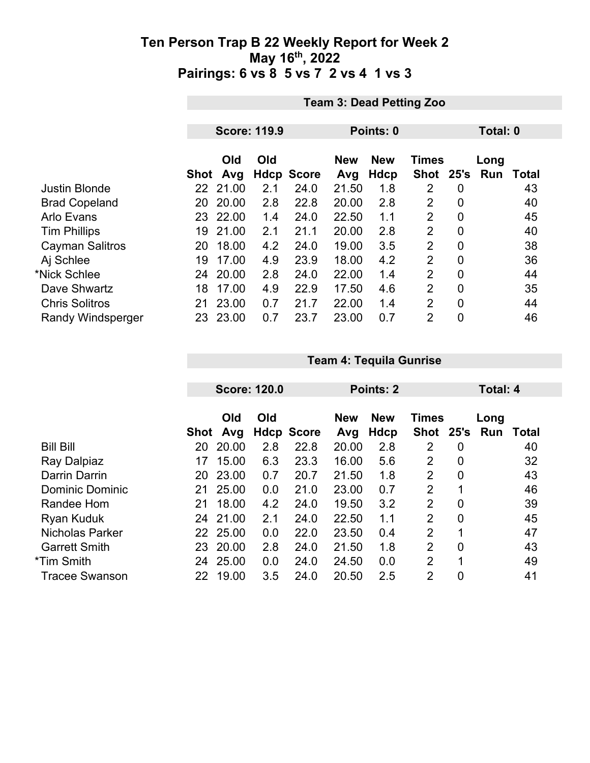# Ten Person Trap B 22 Weekly Report for Week 2
## May 16th, 2022
## Pairings: 6 vs 8 5 vs 7 2 vs 4 1 vs 3

### Team 3: Dead Petting Zoo

**Score: 119.9** **Points: 0** **Total: 0**

| | Shot | Old Avg | Old Hdcp | Score | New Avg | New Hdcp | Times Shot | 25's | Long Run | Total |
|---|---|---|---|---|---|---|---|---|---|---|
| Justin Blonde | 22 | 21.00 | 2.1 | 24.0 | 21.50 | 1.8 | 2 | 0 | | 43 |
| Brad Copeland | 20 | 20.00 | 2.8 | 22.8 | 20.00 | 2.8 | 2 | 0 | | 40 |
| Arlo Evans | 23 | 22.00 | 1.4 | 24.0 | 22.50 | 1.1 | 2 | 0 | | 45 |
| Tim Phillips | 19 | 21.00 | 2.1 | 21.1 | 20.00 | 2.8 | 2 | 0 | | 40 |
| Cayman Salitros | 20 | 18.00 | 4.2 | 24.0 | 19.00 | 3.5 | 2 | 0 | | 38 |
| Aj Schlee | 19 | 17.00 | 4.9 | 23.9 | 18.00 | 4.2 | 2 | 0 | | 36 |
| *Nick Schlee | 24 | 20.00 | 2.8 | 24.0 | 22.00 | 1.4 | 2 | 0 | | 44 |
| Dave Shwartz | 18 | 17.00 | 4.9 | 22.9 | 17.50 | 4.6 | 2 | 0 | | 35 |
| Chris Solitros | 21 | 23.00 | 0.7 | 21.7 | 22.00 | 1.4 | 2 | 0 | | 44 |
| Randy Windsperger | 23 | 23.00 | 0.7 | 23.7 | 23.00 | 0.7 | 2 | 0 | | 46 |

### Team 4: Tequila Gunrise

**Score: 120.0** **Points: 2** **Total: 4**

| | Shot | Old Avg | Old Hdcp | Score | New Avg | New Hdcp | Times Shot | 25's | Long Run | Total |
|---|---|---|---|---|---|---|---|---|---|---|
| Bill Bill | 20 | 20.00 | 2.8 | 22.8 | 20.00 | 2.8 | 2 | 0 | | 40 |
| Ray Dalpiaz | 17 | 15.00 | 6.3 | 23.3 | 16.00 | 5.6 | 2 | 0 | | 32 |
| Darrin Darrin | 20 | 23.00 | 0.7 | 20.7 | 21.50 | 1.8 | 2 | 0 | | 43 |
| Dominic Dominic | 21 | 25.00 | 0.0 | 21.0 | 23.00 | 0.7 | 2 | 1 | | 46 |
| Randee Hom | 21 | 18.00 | 4.2 | 24.0 | 19.50 | 3.2 | 2 | 0 | | 39 |
| Ryan Kuduk | 24 | 21.00 | 2.1 | 24.0 | 22.50 | 1.1 | 2 | 0 | | 45 |
| Nicholas Parker | 22 | 25.00 | 0.0 | 22.0 | 23.50 | 0.4 | 2 | 1 | | 47 |
| Garrett Smith | 23 | 20.00 | 2.8 | 24.0 | 21.50 | 1.8 | 2 | 0 | | 43 |
| *Tim Smith | 24 | 25.00 | 0.0 | 24.0 | 24.50 | 0.0 | 2 | 1 | | 49 |
| Tracee Swanson | 22 | 19.00 | 3.5 | 24.0 | 20.50 | 2.5 | 2 | 0 | | 41 |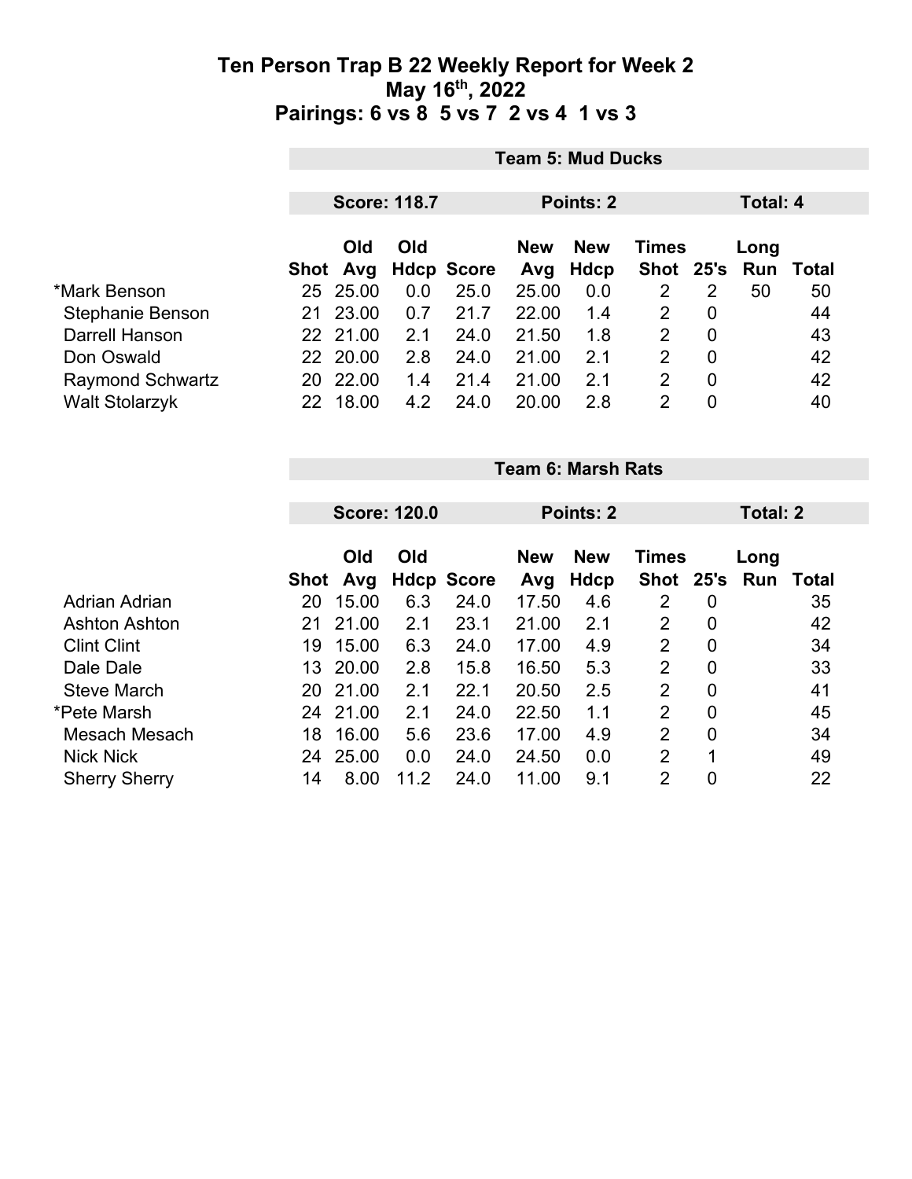# Ten Person Trap B 22 Weekly Report for Week 2
## May 16th, 2022
## Pairings: 6 vs 8 5 vs 7 2 vs 4 1 vs 3

**Team 5: Mud Ducks**

**Score: 118.7** | **Points: 2** | **Total: 4**

| | Shot | Old Avg | Old Hdcp | Score | New Avg | New Hdcp | Times Shot | 25's | Long Run | Total |
|---|---|---|---|---|---|---|---|---|---|---|
| *Mark Benson | 25 | 25.00 | 0.0 | 25.0 | 25.00 | 0.0 | 2 | 2 | 50 | 50 |
| Stephanie Benson | 21 | 23.00 | 0.7 | 21.7 | 22.00 | 1.4 | 2 | 0 | | 44 |
| Darrell Hanson | 22 | 21.00 | 2.1 | 24.0 | 21.50 | 1.8 | 2 | 0 | | 43 |
| Don Oswald | 22 | 20.00 | 2.8 | 24.0 | 21.00 | 2.1 | 2 | 0 | | 42 |
| Raymond Schwartz | 20 | 22.00 | 1.4 | 21.4 | 21.00 | 2.1 | 2 | 0 | | 42 |
| Walt Stolarzyk | 22 | 18.00 | 4.2 | 24.0 | 20.00 | 2.8 | 2 | 0 | | 40 |

**Team 6: Marsh Rats**

**Score: 120.0** | **Points: 2** | **Total: 2**

| | Shot | Old Avg | Old Hdcp | Score | New Avg | New Hdcp | Times Shot | 25's | Long Run | Total |
|---|---|---|---|---|---|---|---|---|---|---|
| Adrian Adrian | 20 | 15.00 | 6.3 | 24.0 | 17.50 | 4.6 | 2 | 0 | | 35 |
| Ashton Ashton | 21 | 21.00 | 2.1 | 23.1 | 21.00 | 2.1 | 2 | 0 | | 42 |
| Clint Clint | 19 | 15.00 | 6.3 | 24.0 | 17.00 | 4.9 | 2 | 0 | | 34 |
| Dale Dale | 13 | 20.00 | 2.8 | 15.8 | 16.50 | 5.3 | 2 | 0 | | 33 |
| Steve March | 20 | 21.00 | 2.1 | 22.1 | 20.50 | 2.5 | 2 | 0 | | 41 |
| *Pete Marsh | 24 | 21.00 | 2.1 | 24.0 | 22.50 | 1.1 | 2 | 0 | | 45 |
| Mesach Mesach | 18 | 16.00 | 5.6 | 23.6 | 17.00 | 4.9 | 2 | 0 | | 34 |
| Nick Nick | 24 | 25.00 | 0.0 | 24.0 | 24.50 | 0.0 | 2 | 1 | | 49 |
| Sherry Sherry | 14 | 8.00 | 11.2 | 24.0 | 11.00 | 9.1 | 2 | 0 | | 22 |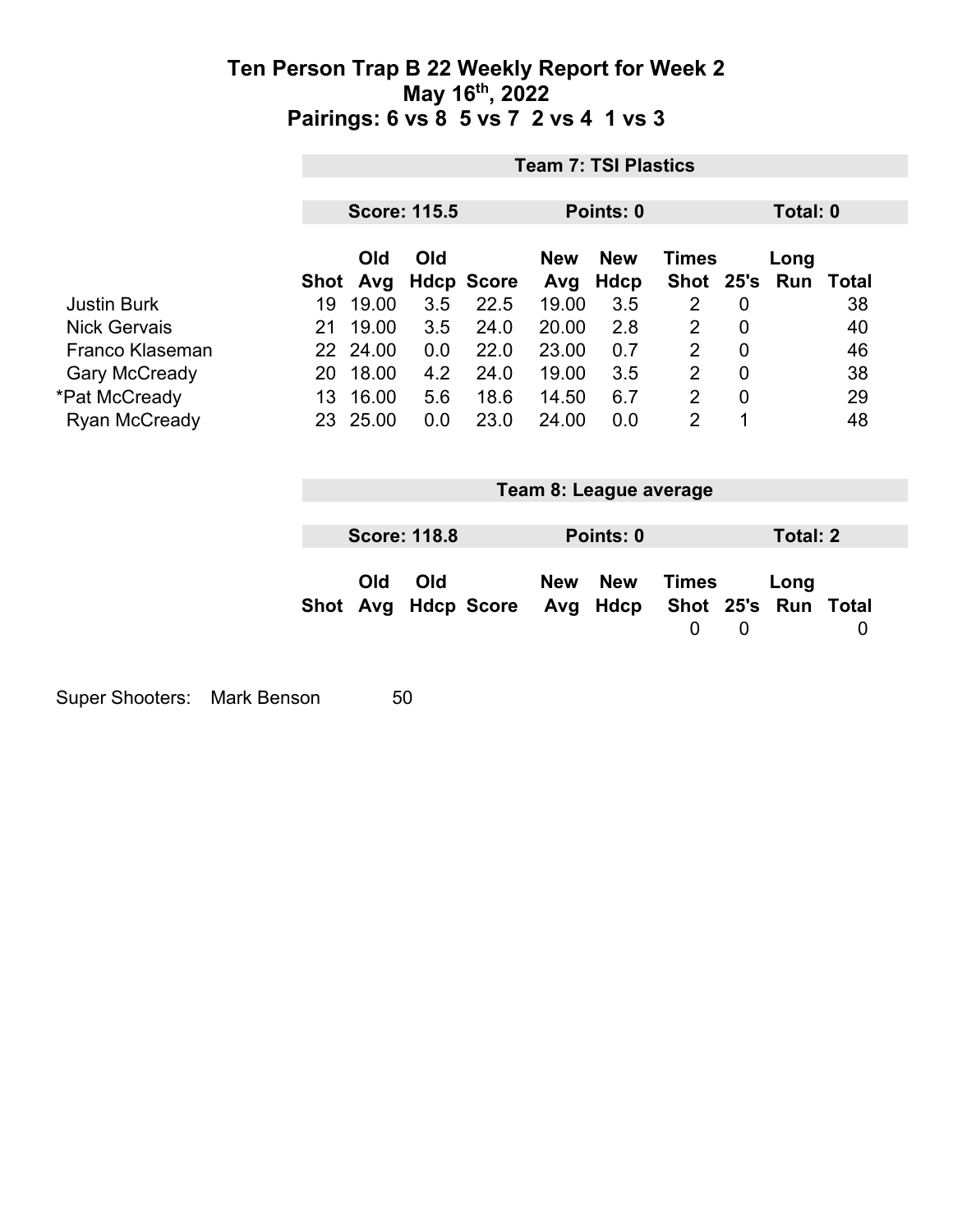# Ten Person Trap B 22 Weekly Report for Week 2
## May 16th, 2022
## Pairings: 6 vs 8 5 vs 7 2 vs 4 1 vs 3

**Team 7: TSI Plastics**

**Score: 115.5** | **Points: 0** | **Total: 0**

| | Shot | Old Avg | Old Hdcp | Score | New Avg | New Hdcp | Times Shot | 25's | Long Run | Total |
|---|---|---|---|---|---|---|---|---|---|---|
| Justin Burk | 19 | 19.00 | 3.5 | 22.5 | 19.00 | 3.5 | 2 | 0 | | 38 |
| Nick Gervais | 21 | 19.00 | 3.5 | 24.0 | 20.00 | 2.8 | 2 | 0 | | 40 |
| Franco Klaseman | 22 | 24.00 | 0.0 | 22.0 | 23.00 | 0.7 | 2 | 0 | | 46 |
| Gary McCready | 20 | 18.00 | 4.2 | 24.0 | 19.00 | 3.5 | 2 | 0 | | 38 |
| *Pat McCready | 13 | 16.00 | 5.6 | 18.6 | 14.50 | 6.7 | 2 | 0 | | 29 |
| Ryan McCready | 23 | 25.00 | 0.0 | 23.0 | 24.00 | 0.0 | 2 | 1 | | 48 |

**Team 8: League average**

**Score: 118.8** | **Points: 0** | **Total: 2**

| | Shot | Old Avg | Old Hdcp | Score | New Avg | New Hdcp | Times Shot | 25's | Long Run | Total |
|---|---|---|---|---|---|---|---|---|---|---|
| | | | | | | | 0 | 0 | | 0 |

Super Shooters: Mark Benson 50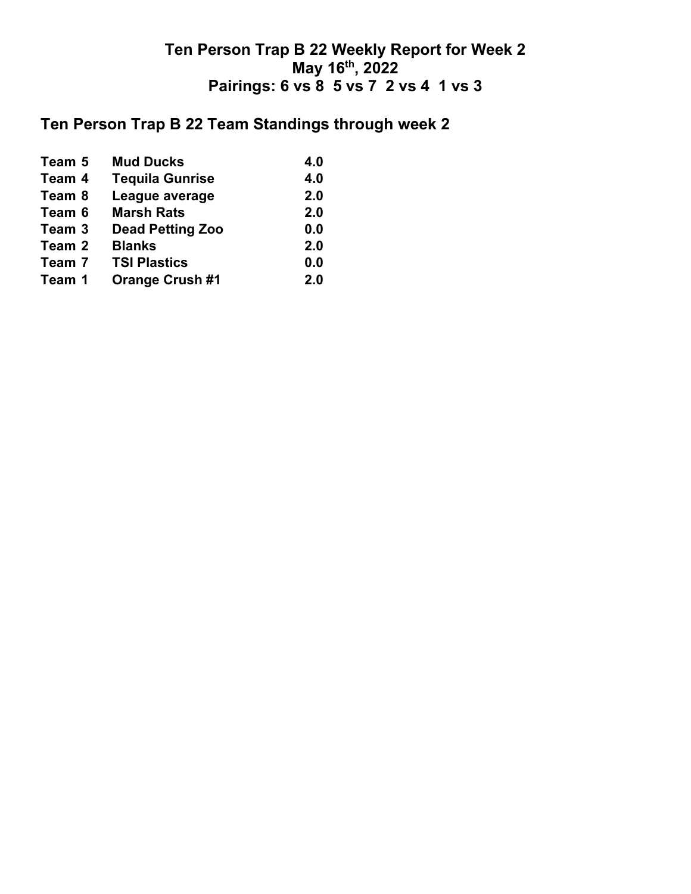# Ten Person Trap B 22 Weekly Report for Week 2
## May 16th, 2022
## Pairings: 6 vs 8  5 vs 7  2 vs 4  1 vs 3

## Ten Person Trap B 22 Team Standings through week 2

| | | |
|---|---|---|
| **Team 5** | **Mud Ducks** | **4.0** |
| **Team 4** | **Tequila Gunrise** | **4.0** |
| **Team 8** | **League average** | **2.0** |
| **Team 6** | **Marsh Rats** | **2.0** |
| **Team 3** | **Dead Petting Zoo** | **0.0** |
| **Team 2** | **Blanks** | **2.0** |
| **Team 7** | **TSI Plastics** | **0.0** |
| **Team 1** | **Orange Crush #1** | **2.0** |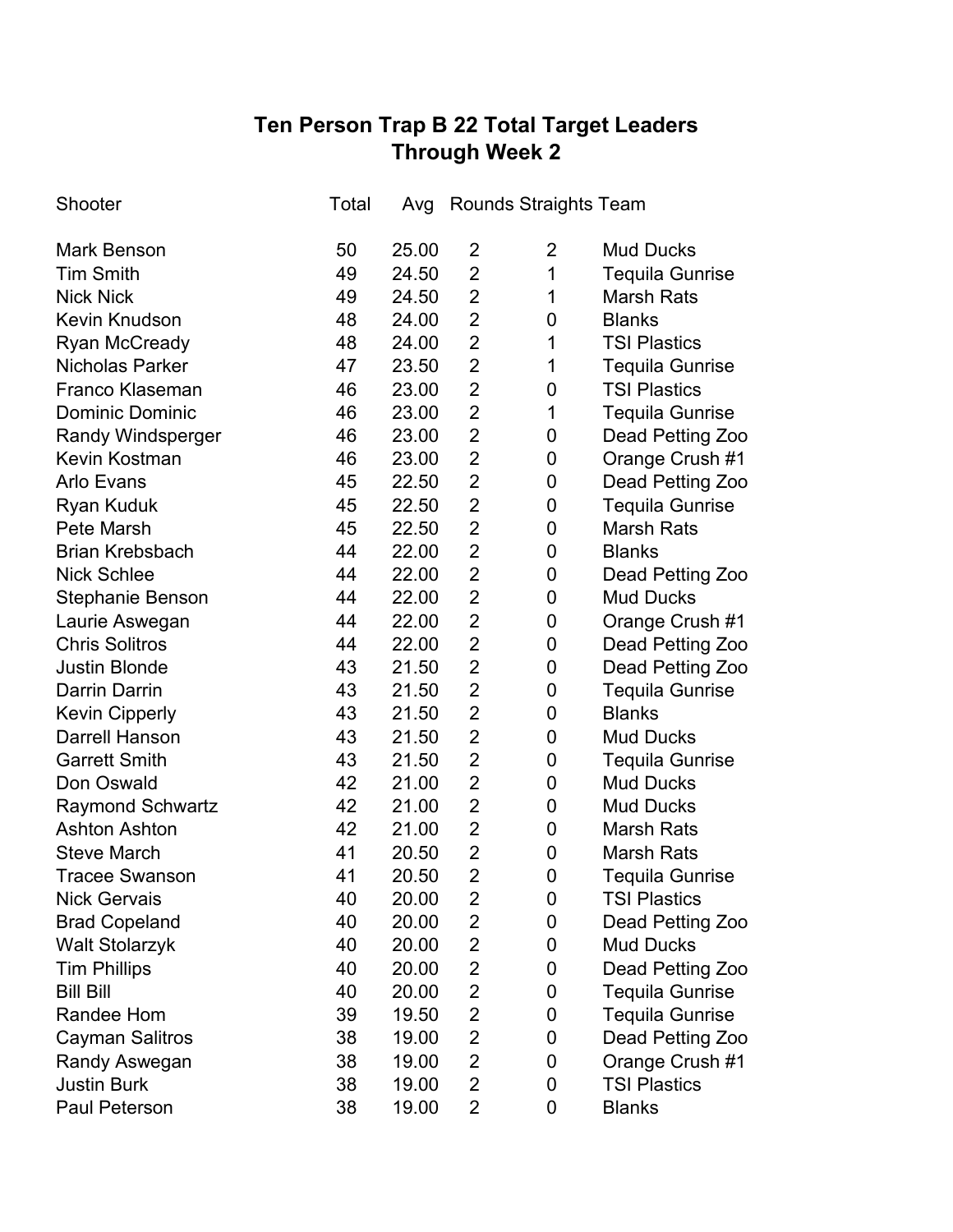# Ten Person Trap B 22 Total Target Leaders
## Through Week 2

| Shooter | Total | Avg | Rounds | Straights | Team |
|---|---|---|---|---|---|
| Mark Benson | 50 | 25.00 | 2 | 2 | Mud Ducks |
| Tim Smith | 49 | 24.50 | 2 | 1 | Tequila Gunrise |
| Nick Nick | 49 | 24.50 | 2 | 1 | Marsh Rats |
| Kevin Knudson | 48 | 24.00 | 2 | 0 | Blanks |
| Ryan McCready | 48 | 24.00 | 2 | 1 | TSI Plastics |
| Nicholas Parker | 47 | 23.50 | 2 | 1 | Tequila Gunrise |
| Franco Klaseman | 46 | 23.00 | 2 | 0 | TSI Plastics |
| Dominic Dominic | 46 | 23.00 | 2 | 1 | Tequila Gunrise |
| Randy Windsperger | 46 | 23.00 | 2 | 0 | Dead Petting Zoo |
| Kevin Kostman | 46 | 23.00 | 2 | 0 | Orange Crush #1 |
| Arlo Evans | 45 | 22.50 | 2 | 0 | Dead Petting Zoo |
| Ryan Kuduk | 45 | 22.50 | 2 | 0 | Tequila Gunrise |
| Pete Marsh | 45 | 22.50 | 2 | 0 | Marsh Rats |
| Brian Krebsbach | 44 | 22.00 | 2 | 0 | Blanks |
| Nick Schlee | 44 | 22.00 | 2 | 0 | Dead Petting Zoo |
| Stephanie Benson | 44 | 22.00 | 2 | 0 | Mud Ducks |
| Laurie Aswegan | 44 | 22.00 | 2 | 0 | Orange Crush #1 |
| Chris Solitros | 44 | 22.00 | 2 | 0 | Dead Petting Zoo |
| Justin Blonde | 43 | 21.50 | 2 | 0 | Dead Petting Zoo |
| Darrin Darrin | 43 | 21.50 | 2 | 0 | Tequila Gunrise |
| Kevin Cipperly | 43 | 21.50 | 2 | 0 | Blanks |
| Darrell Hanson | 43 | 21.50 | 2 | 0 | Mud Ducks |
| Garrett Smith | 43 | 21.50 | 2 | 0 | Tequila Gunrise |
| Don Oswald | 42 | 21.00 | 2 | 0 | Mud Ducks |
| Raymond Schwartz | 42 | 21.00 | 2 | 0 | Mud Ducks |
| Ashton Ashton | 42 | 21.00 | 2 | 0 | Marsh Rats |
| Steve March | 41 | 20.50 | 2 | 0 | Marsh Rats |
| Tracee Swanson | 41 | 20.50 | 2 | 0 | Tequila Gunrise |
| Nick Gervais | 40 | 20.00 | 2 | 0 | TSI Plastics |
| Brad Copeland | 40 | 20.00 | 2 | 0 | Dead Petting Zoo |
| Walt Stolarzyk | 40 | 20.00 | 2 | 0 | Mud Ducks |
| Tim Phillips | 40 | 20.00 | 2 | 0 | Dead Petting Zoo |
| Bill Bill | 40 | 20.00 | 2 | 0 | Tequila Gunrise |
| Randee Hom | 39 | 19.50 | 2 | 0 | Tequila Gunrise |
| Cayman Salitros | 38 | 19.00 | 2 | 0 | Dead Petting Zoo |
| Randy Aswegan | 38 | 19.00 | 2 | 0 | Orange Crush #1 |
| Justin Burk | 38 | 19.00 | 2 | 0 | TSI Plastics |
| Paul Peterson | 38 | 19.00 | 2 | 0 | Blanks |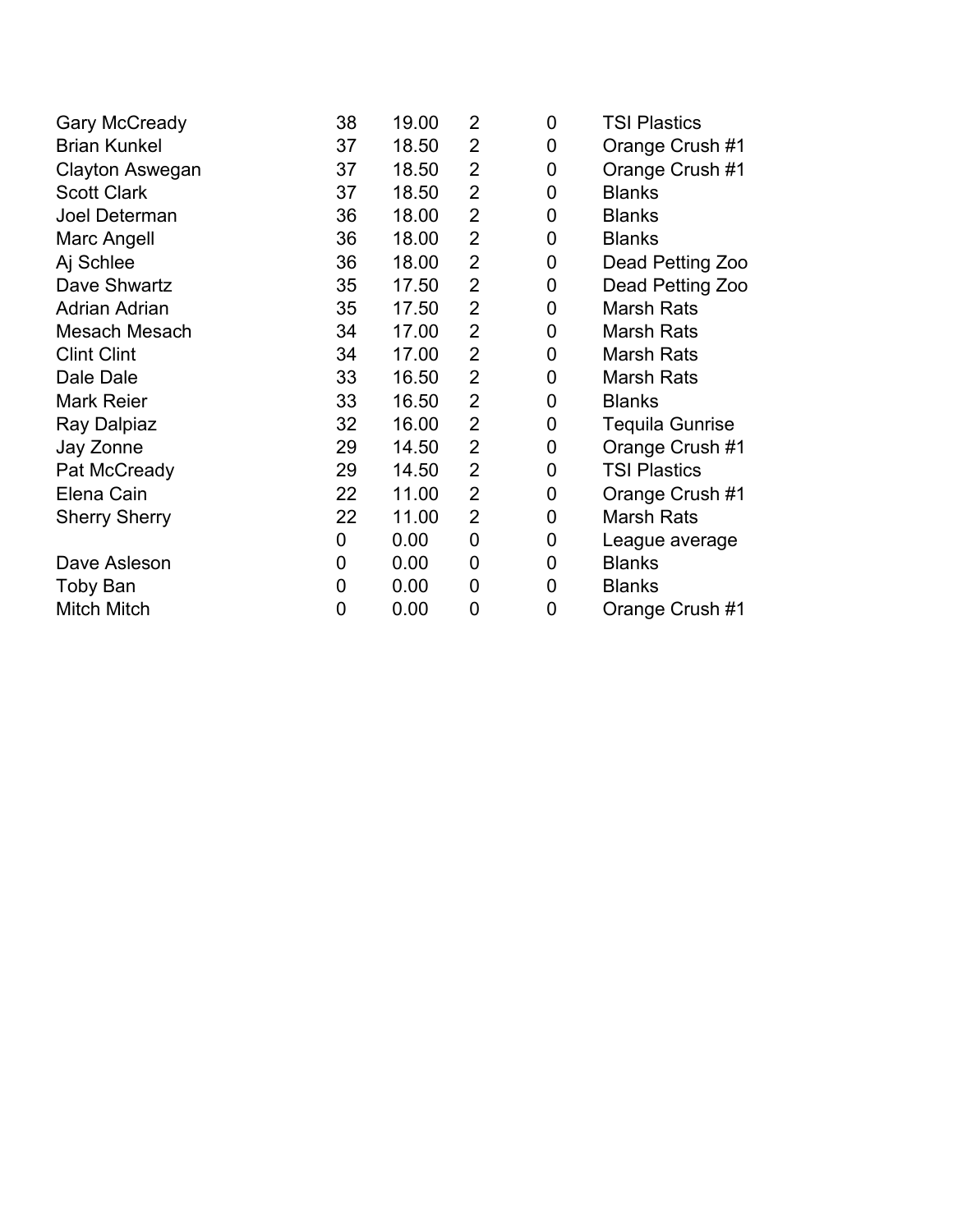| | | | | | |
|---|---|---|---|---|---|
| Gary McCready | 38 | 19.00 | 2 | 0 | TSI Plastics |
| Brian Kunkel | 37 | 18.50 | 2 | 0 | Orange Crush #1 |
| Clayton Aswegan | 37 | 18.50 | 2 | 0 | Orange Crush #1 |
| Scott Clark | 37 | 18.50 | 2 | 0 | Blanks |
| Joel Determan | 36 | 18.00 | 2 | 0 | Blanks |
| Marc Angell | 36 | 18.00 | 2 | 0 | Blanks |
| Aj Schlee | 36 | 18.00 | 2 | 0 | Dead Petting Zoo |
| Dave Shwartz | 35 | 17.50 | 2 | 0 | Dead Petting Zoo |
| Adrian Adrian | 35 | 17.50 | 2 | 0 | Marsh Rats |
| Mesach Mesach | 34 | 17.00 | 2 | 0 | Marsh Rats |
| Clint Clint | 34 | 17.00 | 2 | 0 | Marsh Rats |
| Dale Dale | 33 | 16.50 | 2 | 0 | Marsh Rats |
| Mark Reier | 33 | 16.50 | 2 | 0 | Blanks |
| Ray Dalpiaz | 32 | 16.00 | 2 | 0 | Tequila Gunrise |
| Jay Zonne | 29 | 14.50 | 2 | 0 | Orange Crush #1 |
| Pat McCready | 29 | 14.50 | 2 | 0 | TSI Plastics |
| Elena Cain | 22 | 11.00 | 2 | 0 | Orange Crush #1 |
| Sherry Sherry | 22 | 11.00 | 2 | 0 | Marsh Rats |
| | 0 | 0.00 | 0 | 0 | League average |
| Dave Asleson | 0 | 0.00 | 0 | 0 | Blanks |
| Toby Ban | 0 | 0.00 | 0 | 0 | Blanks |
| Mitch Mitch | 0 | 0.00 | 0 | 0 | Orange Crush #1 |